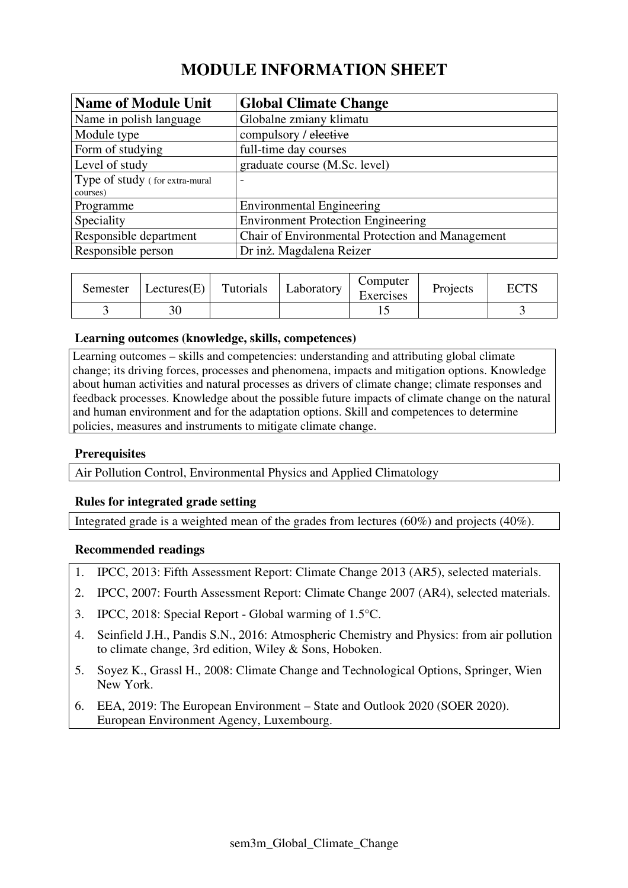# MODULE INFORMATION SHEET

| **Name of Module Unit** | **Global Climate Change** |
|---|---|
| Name in polish language | Globalne zmiany klimatu |
| Module type | compulsory / ~~elective~~ |
| Form of studying | full-time day courses |
| Level of study | graduate course (M.Sc. level) |
| Type of study ( for extra-mural courses) | - |
| Programme | Environmental Engineering |
| Speciality | Environment Protection Engineering |
| Responsible department | Chair of Environmental Protection and Management |
| Responsible person | Dr inż. Magdalena Reizer |

| Semester | Lectures(E) | Tutorials | Laboratory | Computer Exercises | Projects | ECTS |
|---|---|---|---|---|---|---|
| 3 | 30 | | | 15 | | 3 |

### Learning outcomes (knowledge, skills, competences)

Learning outcomes – skills and competencies: understanding and attributing global climate change; its driving forces, processes and phenomena, impacts and mitigation options. Knowledge about human activities and natural processes as drivers of climate change; climate responses and feedback processes. Knowledge about the possible future impacts of climate change on the natural and human environment and for the adaptation options. Skill and competences to determine policies, measures and instruments to mitigate climate change.

### Prerequisites

Air Pollution Control, Environmental Physics and Applied Climatology

### Rules for integrated grade setting

Integrated grade is a weighted mean of the grades from lectures (60%) and projects (40%).

### Recommended readings

1. IPCC, 2013: Fifth Assessment Report: Climate Change 2013 (AR5), selected materials.
2. IPCC, 2007: Fourth Assessment Report: Climate Change 2007 (AR4), selected materials.
3. IPCC, 2018: Special Report - Global warming of 1.5°C.
4. Seinfield J.H., Pandis S.N., 2016: Atmospheric Chemistry and Physics: from air pollution to climate change, 3rd edition, Wiley & Sons, Hoboken.
5. Soyez K., Grassl H., 2008: Climate Change and Technological Options, Springer, Wien New York.
6. EEA, 2019: The European Environment – State and Outlook 2020 (SOER 2020). European Environment Agency, Luxembourg.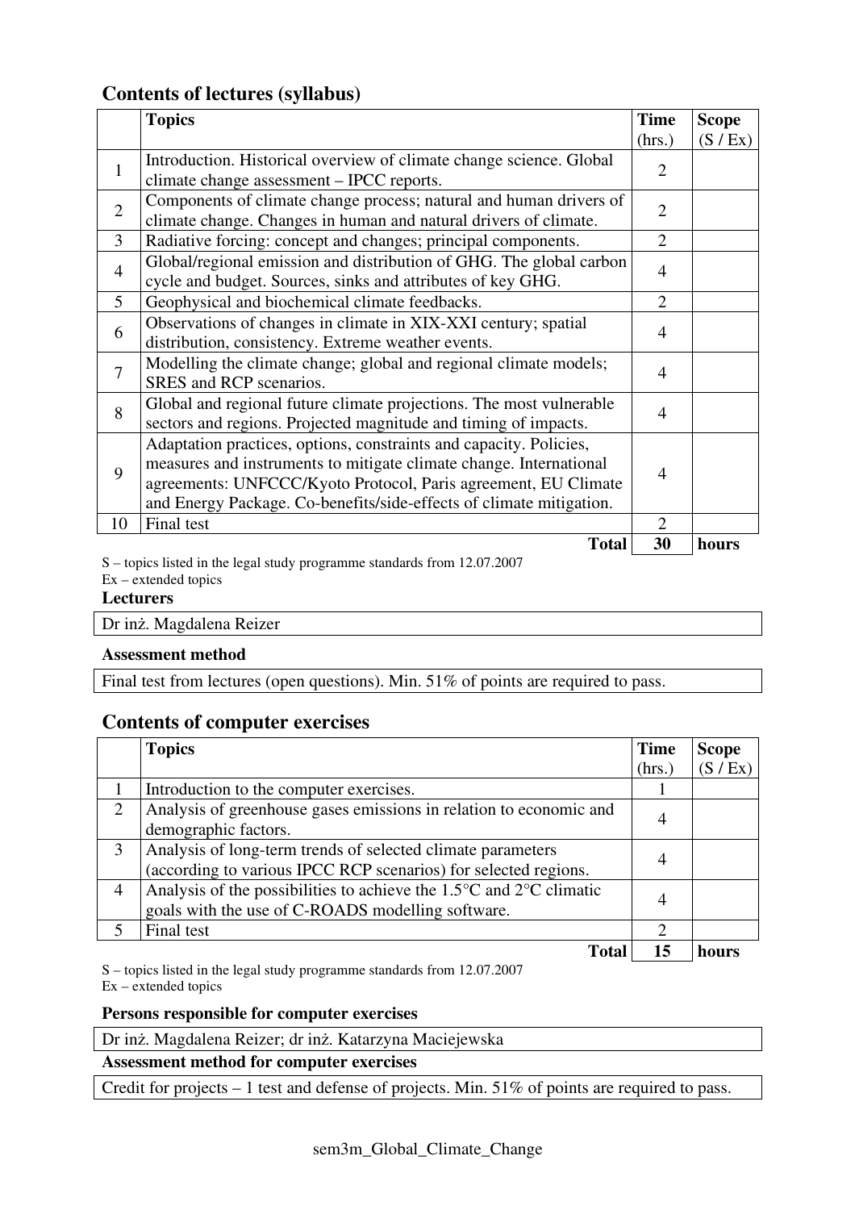## Contents of lectures (syllabus)

| | Topics | Time (hrs.) | Scope (S / Ex) |
|---|---|---|---|
| 1 | Introduction. Historical overview of climate change science. Global climate change assessment – IPCC reports. | 2 | |
| 2 | Components of climate change process; natural and human drivers of climate change. Changes in human and natural drivers of climate. | 2 | |
| 3 | Radiative forcing: concept and changes; principal components. | 2 | |
| 4 | Global/regional emission and distribution of GHG. The global carbon cycle and budget. Sources, sinks and attributes of key GHG. | 4 | |
| 5 | Geophysical and biochemical climate feedbacks. | 2 | |
| 6 | Observations of changes in climate in XIX-XXI century; spatial distribution, consistency. Extreme weather events. | 4 | |
| 7 | Modelling the climate change; global and regional climate models; SRES and RCP scenarios. | 4 | |
| 8 | Global and regional future climate projections. The most vulnerable sectors and regions. Projected magnitude and timing of impacts. | 4 | |
| 9 | Adaptation practices, options, constraints and capacity. Policies, measures and instruments to mitigate climate change. International agreements: UNFCCC/Kyoto Protocol, Paris agreement, EU Climate and Energy Package. Co-benefits/side-effects of climate mitigation. | 4 | |
| 10 | Final test | 2 | |
| | **Total** | **30** | **hours** |

S – topics listed in the legal study programme standards from 12.07.2007
Ex – extended topics

**Lecturers**

Dr inż. Magdalena Reizer

**Assessment method**

Final test from lectures (open questions). Min. 51% of points are required to pass.

## Contents of computer exercises

| | Topics | Time (hrs.) | Scope (S / Ex) |
|---|---|---|---|
| 1 | Introduction to the computer exercises. | 1 | |
| 2 | Analysis of greenhouse gases emissions in relation to economic and demographic factors. | 4 | |
| 3 | Analysis of long-term trends of selected climate parameters (according to various IPCC RCP scenarios) for selected regions. | 4 | |
| 4 | Analysis of the possibilities to achieve the 1.5°C and 2°C climatic goals with the use of C-ROADS modelling software. | 4 | |
| 5 | Final test | 2 | |
| | **Total** | **15** | **hours** |

S – topics listed in the legal study programme standards from 12.07.2007
Ex – extended topics

**Persons responsible for computer exercises**

Dr inż. Magdalena Reizer; dr inż. Katarzyna Maciejewska

**Assessment method for computer exercises**

Credit for projects – 1 test and defense of projects. Min. 51% of points are required to pass.